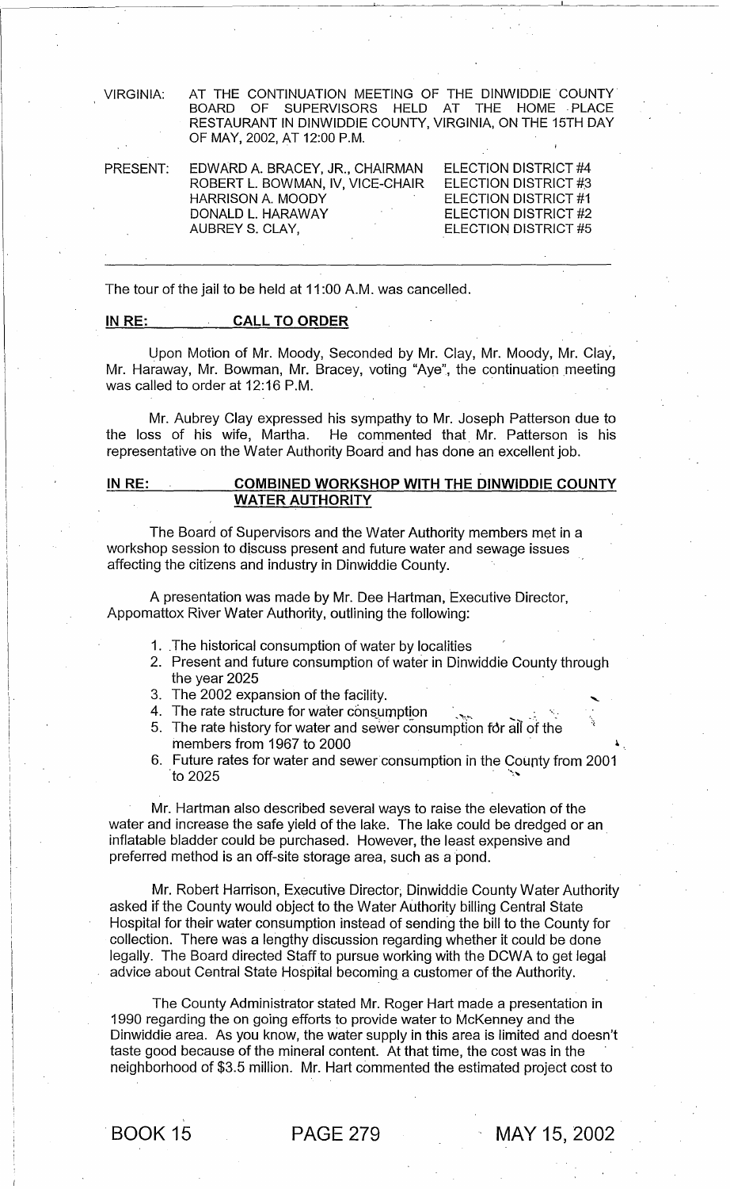VIRGINIA: AT THE CONTINUATION MEETING OF THE DINWIDDIE COUNTY BOARD OF SUPERVISORS HELD AT THE HOME PLACE RESTAURANT IN DINWIDDIE COUNTY, VIRGINIA, ON THE 15TH DAY OF MAY, 2002, AT 12:00 P.M.

| PRESENT: | | |
|---|---|---|
| | EDWARD A. BRACEY, JR., CHAIRMAN | ELECTION DISTRICT #4 |
| | ROBERT L. BOWMAN, IV, VICE-CHAIR | ELECTION DISTRICT #3 |
| | HARRISON A. MOODY | ELECTION DISTRICT #1 |
| | DONALD L. HARAWAY | ELECTION DISTRICT #2 |
| | AUBREY S. CLAY, | ELECTION DISTRICT #5 |

---

The tour of the jail to be held at 11:00 A.M. was cancelled.

**IN RE: CALL TO ORDER**

Upon Motion of Mr. Moody, Seconded by Mr. Clay, Mr. Moody, Mr. Clay, Mr. Haraway, Mr. Bowman, Mr. Bracey, voting "Aye", the continuation meeting was called to order at 12:16 P.M.

Mr. Aubrey Clay expressed his sympathy to Mr. Joseph Patterson due to the loss of his wife, Martha. He commented that Mr. Patterson is his representative on the Water Authority Board and has done an excellent job.

**IN RE: COMBINED WORKSHOP WITH THE DINWIDDIE COUNTY WATER AUTHORITY**

The Board of Supervisors and the Water Authority members met in a workshop session to discuss present and future water and sewage issues affecting the citizens and industry in Dinwiddie County.

A presentation was made by Mr. Dee Hartman, Executive Director, Appomattox River Water Authority, outlining the following:

1. The historical consumption of water by localities
2. Present and future consumption of water in Dinwiddie County through the year 2025
3. The 2002 expansion of the facility.
4. The rate structure for water consumption
5. The rate history for water and sewer consumption for all of the members from 1967 to 2000
6. Future rates for water and sewer consumption in the County from 2001 to 2025

Mr. Hartman also described several ways to raise the elevation of the water and increase the safe yield of the lake. The lake could be dredged or an inflatable bladder could be purchased. However, the least expensive and preferred method is an off-site storage area, such as a pond.

Mr. Robert Harrison, Executive Director, Dinwiddie County Water Authority asked if the County would object to the Water Authority billing Central State Hospital for their water consumption instead of sending the bill to the County for collection. There was a lengthy discussion regarding whether it could be done legally. The Board directed Staff to pursue working with the DCWA to get legal advice about Central State Hospital becoming a customer of the Authority.

The County Administrator stated Mr. Roger Hart made a presentation in 1990 regarding the on going efforts to provide water to McKenney and the Dinwiddie area. As you know, the water supply in this area is limited and doesn't taste good because of the mineral content. At that time, the cost was in the neighborhood of $3.5 million. Mr. Hart commented the estimated project cost to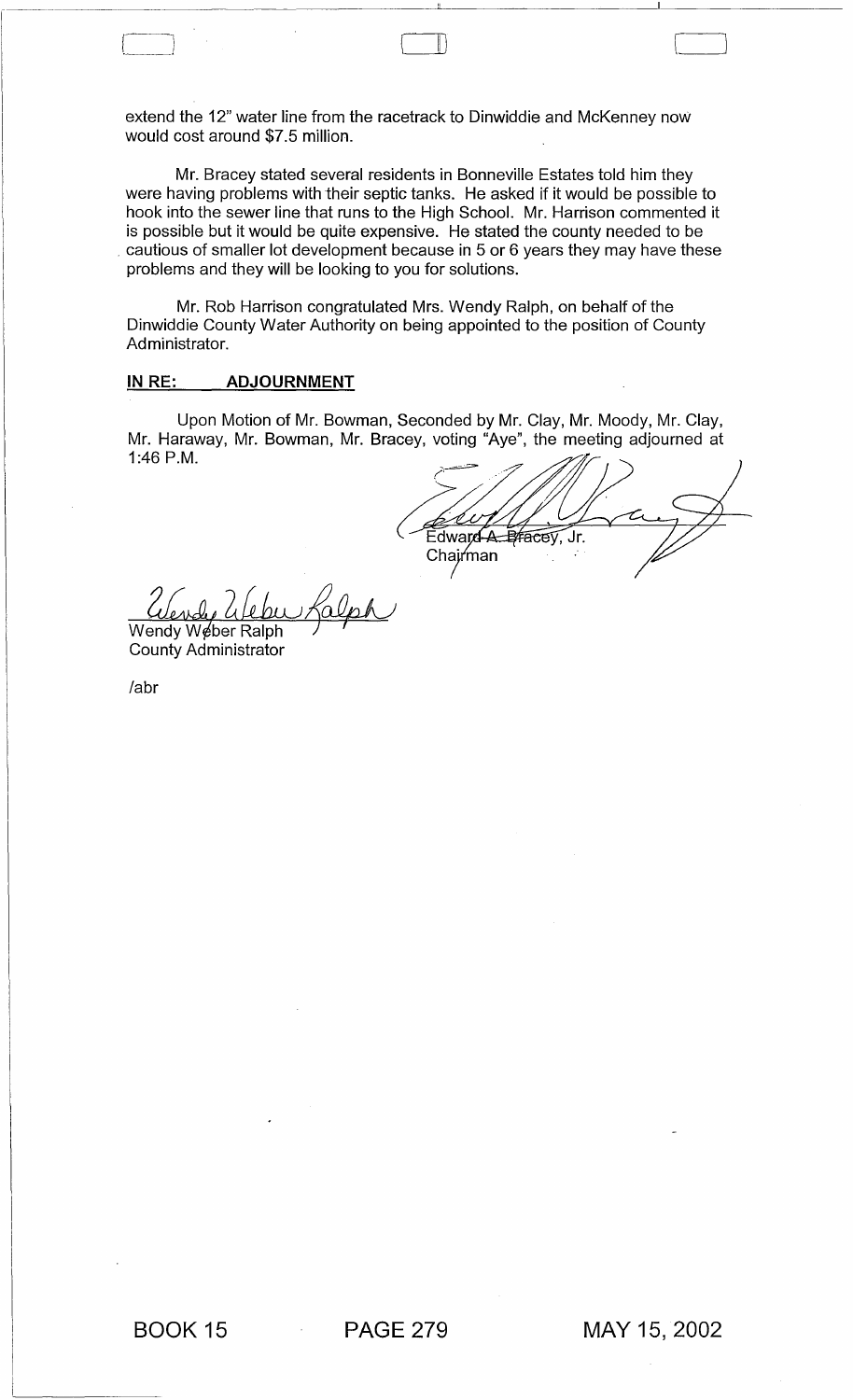extend the 12" water line from the racetrack to Dinwiddie and McKenney now would cost around $7.5 million.

Mr. Bracey stated several residents in Bonneville Estates told him they were having problems with their septic tanks. He asked if it would be possible to hook into the sewer line that runs to the High School. Mr. Harrison commented it is possible but it would be quite expensive. He stated the county needed to be cautious of smaller lot development because in 5 or 6 years they may have these problems and they will be looking to you for solutions.

Mr. Rob Harrison congratulated Mrs. Wendy Ralph, on behalf of the Dinwiddie County Water Authority on being appointed to the position of County Administrator.

**IN RE: ADJOURNMENT**

Upon Motion of Mr. Bowman, Seconded by Mr. Clay, Mr. Moody, Mr. Clay, Mr. Haraway, Mr. Bowman, Mr. Bracey, voting "Aye", the meeting adjourned at 1:46 P.M.

Edward A. Bracey, Jr.
Chairman

Wendy Weber Ralph
County Administrator

/abr

BOOK 15 PAGE 279 MAY 15, 2002